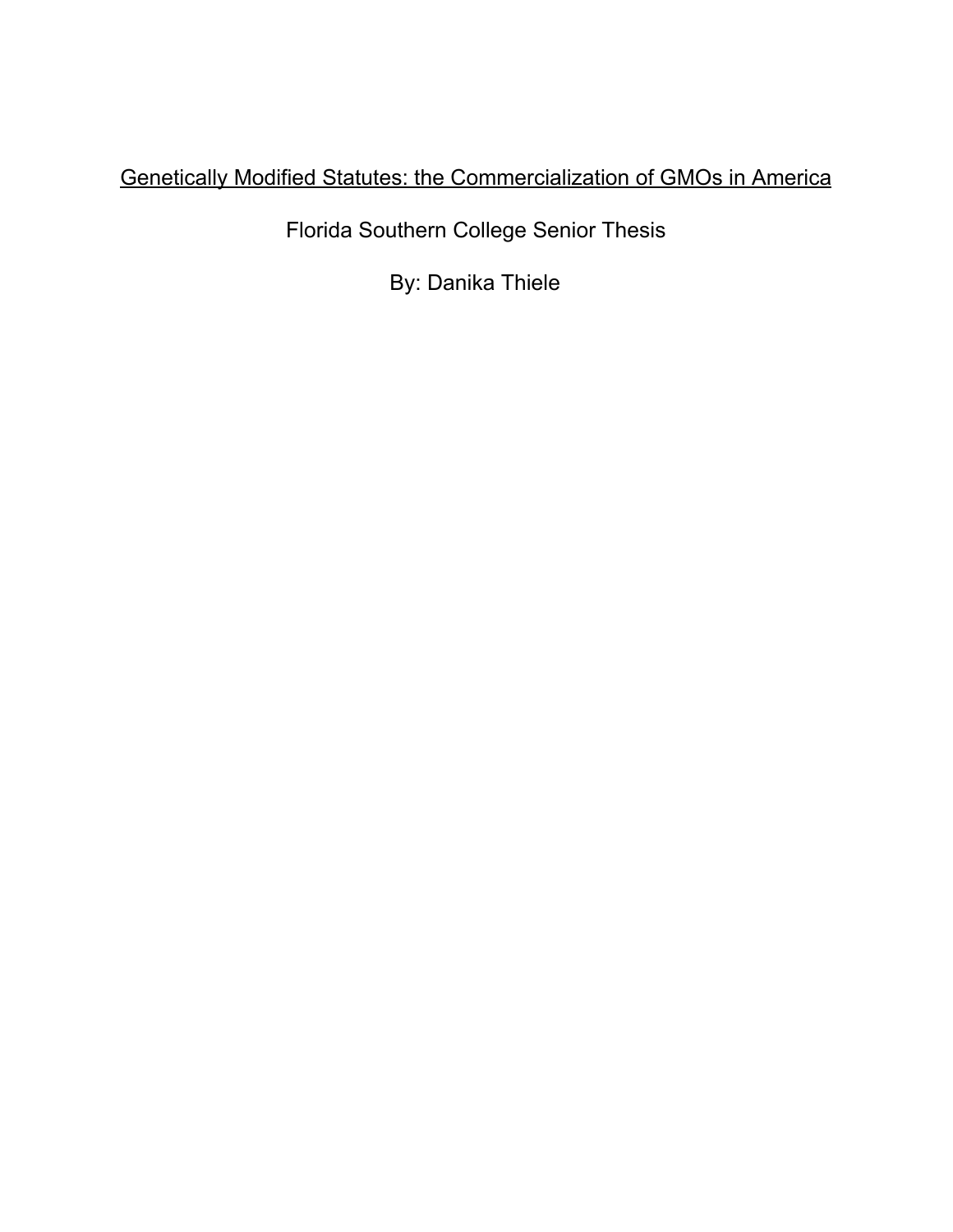# Genetically Modified Statutes: the Commercialization of GMOs in America

Florida Southern College Senior Thesis

By: Danika Thiele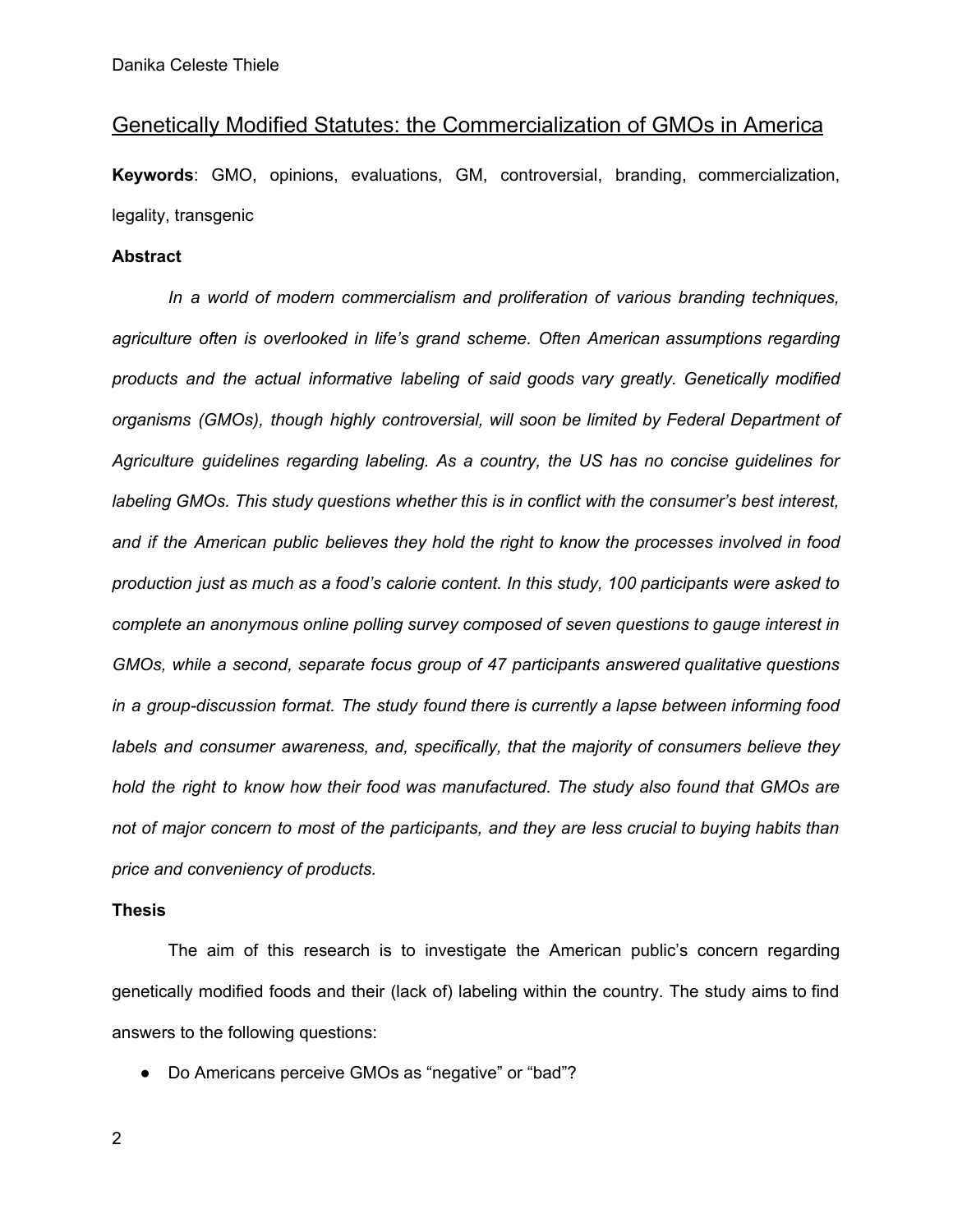## Genetically Modified Statutes: the Commercialization of GMOs in America

**Keywords**: GMO, opinions, evaluations, GM, controversial, branding, commercialization, legality, transgenic

### Abstract

*In a world of modern commercialism and proliferation of various branding techniques, agriculture often is overlooked in life's grand scheme. Often American assumptions regarding products and the actual informative labeling of said goods vary greatly. Genetically modified organisms (GMOs), though highly controversial, will soon be limited by Federal Department of Agriculture guidelines regarding labeling. As a country, the US has no concise guidelines for labeling GMOs. This study questions whether this is in conflict with the consumer's best interest, and if the American public believes they hold the right to know the processes involved in food production just as much as a food's calorie content. In this study, 100 participants were asked to complete an anonymous online polling survey composed of seven questions to gauge interest in GMOs, while a second, separate focus group of 47 participants answered qualitative questions in a group-discussion format. The study found there is currently a lapse between informing food labels and consumer awareness, and, specifically, that the majority of consumers believe they hold the right to know how their food was manufactured. The study also found that GMOs are not of major concern to most of the participants, and they are less crucial to buying habits than price and conveniency of products.*

### Thesis

The aim of this research is to investigate the American public's concern regarding genetically modified foods and their (lack of) labeling within the country. The study aims to find answers to the following questions:

- Do Americans perceive GMOs as "negative" or "bad"?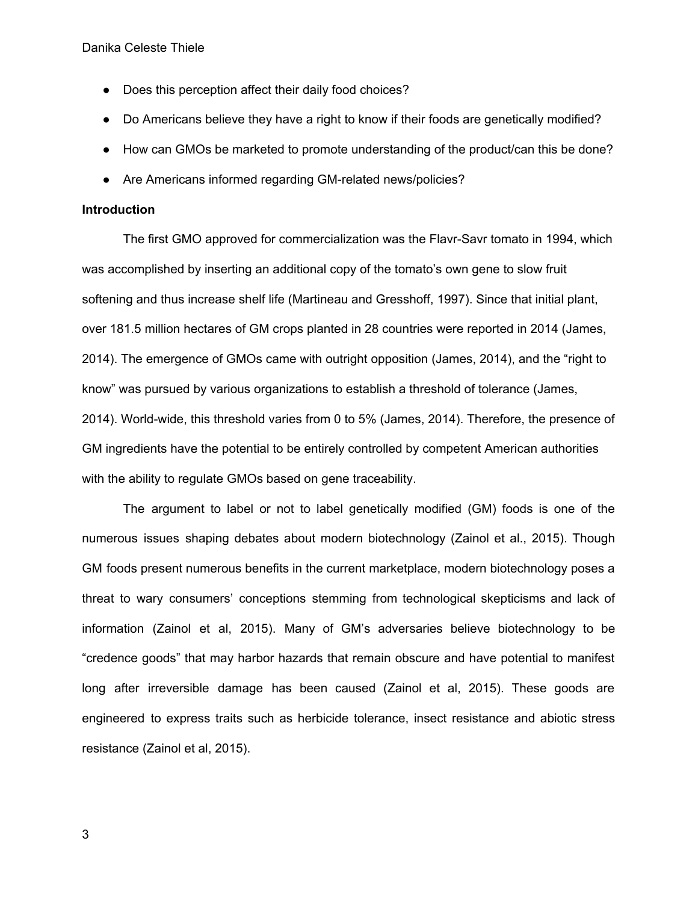- Does this perception affect their daily food choices?
- Do Americans believe they have a right to know if their foods are genetically modified?
- How can GMOs be marketed to promote understanding of the product/can this be done?
- Are Americans informed regarding GM-related news/policies?

**Introduction**

The first GMO approved for commercialization was the Flavr-Savr tomato in 1994, which was accomplished by inserting an additional copy of the tomato's own gene to slow fruit softening and thus increase shelf life (Martineau and Gresshoff, 1997). Since that initial plant, over 181.5 million hectares of GM crops planted in 28 countries were reported in 2014 (James, 2014). The emergence of GMOs came with outright opposition (James, 2014), and the "right to know" was pursued by various organizations to establish a threshold of tolerance (James, 2014). World-wide, this threshold varies from 0 to 5% (James, 2014). Therefore, the presence of GM ingredients have the potential to be entirely controlled by competent American authorities with the ability to regulate GMOs based on gene traceability.

The argument to label or not to label genetically modified (GM) foods is one of the numerous issues shaping debates about modern biotechnology (Zainol et al., 2015). Though GM foods present numerous benefits in the current marketplace, modern biotechnology poses a threat to wary consumers' conceptions stemming from technological skepticisms and lack of information (Zainol et al, 2015). Many of GM's adversaries believe biotechnology to be "credence goods" that may harbor hazards that remain obscure and have potential to manifest long after irreversible damage has been caused (Zainol et al, 2015). These goods are engineered to express traits such as herbicide tolerance, insect resistance and abiotic stress resistance (Zainol et al, 2015).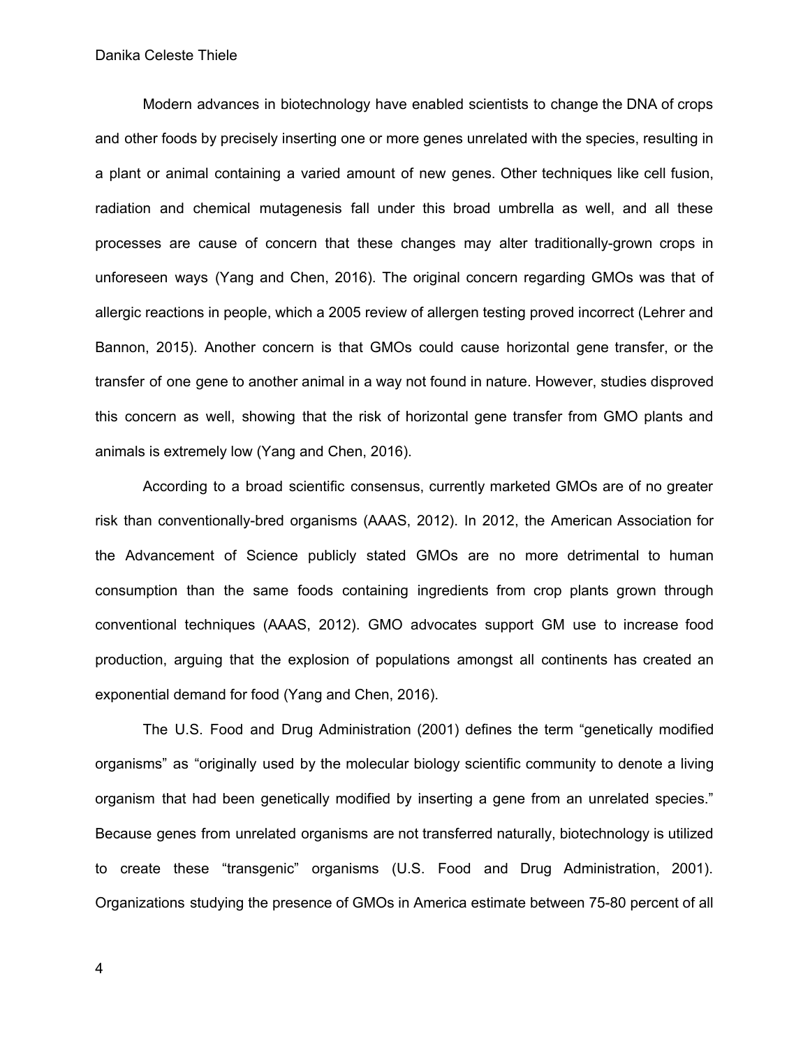Modern advances in biotechnology have enabled scientists to change the DNA of crops and other foods by precisely inserting one or more genes unrelated with the species, resulting in a plant or animal containing a varied amount of new genes. Other techniques like cell fusion, radiation and chemical mutagenesis fall under this broad umbrella as well, and all these processes are cause of concern that these changes may alter traditionally-grown crops in unforeseen ways (Yang and Chen, 2016). The original concern regarding GMOs was that of allergic reactions in people, which a 2005 review of allergen testing proved incorrect (Lehrer and Bannon, 2015). Another concern is that GMOs could cause horizontal gene transfer, or the transfer of one gene to another animal in a way not found in nature. However, studies disproved this concern as well, showing that the risk of horizontal gene transfer from GMO plants and animals is extremely low (Yang and Chen, 2016).

According to a broad scientific consensus, currently marketed GMOs are of no greater risk than conventionally-bred organisms (AAAS, 2012). In 2012, the American Association for the Advancement of Science publicly stated GMOs are no more detrimental to human consumption than the same foods containing ingredients from crop plants grown through conventional techniques (AAAS, 2012). GMO advocates support GM use to increase food production, arguing that the explosion of populations amongst all continents has created an exponential demand for food (Yang and Chen, 2016).

The U.S. Food and Drug Administration (2001) defines the term "genetically modified organisms" as "originally used by the molecular biology scientific community to denote a living organism that had been genetically modified by inserting a gene from an unrelated species." Because genes from unrelated organisms are not transferred naturally, biotechnology is utilized to create these "transgenic" organisms (U.S. Food and Drug Administration, 2001). Organizations studying the presence of GMOs in America estimate between 75-80 percent of all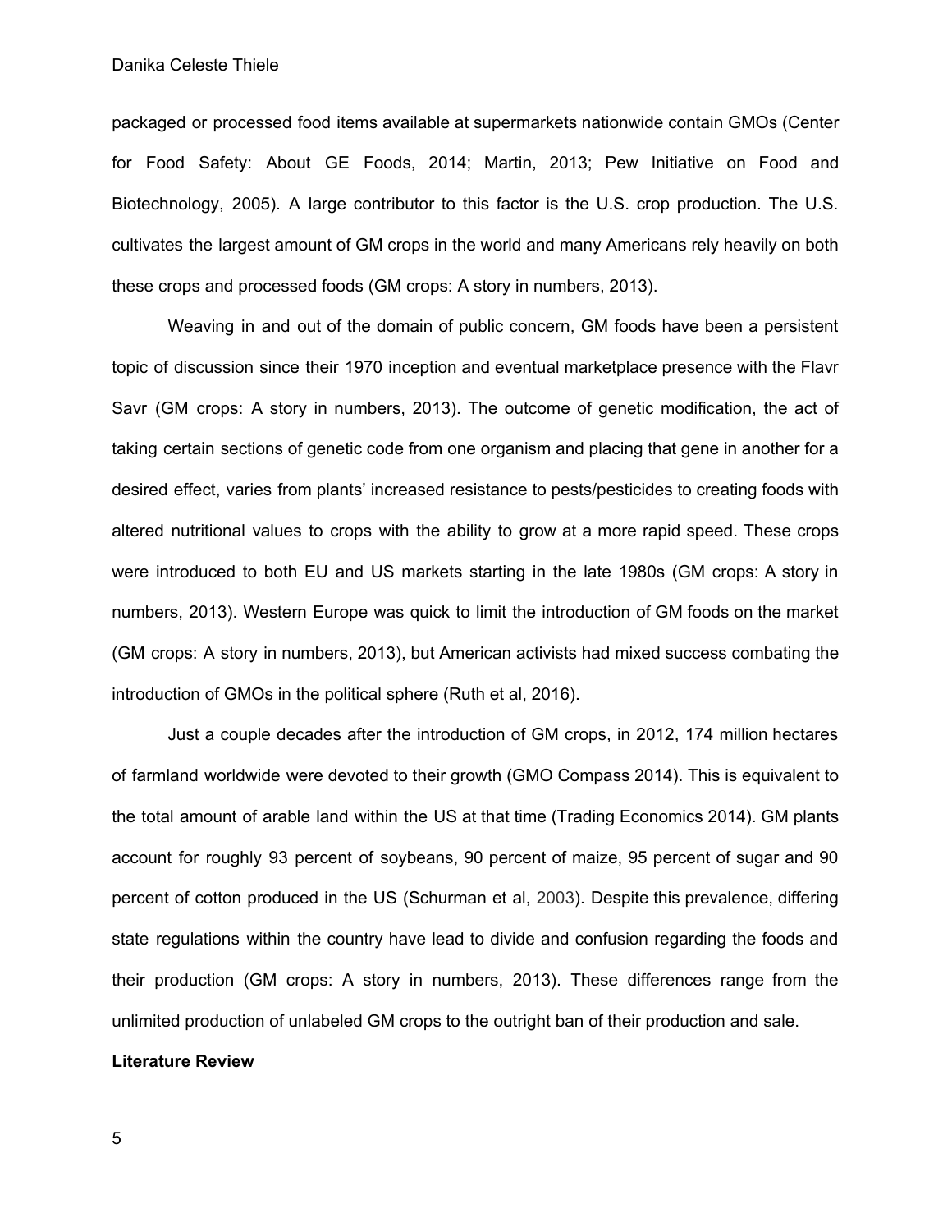packaged or processed food items available at supermarkets nationwide contain GMOs (Center for Food Safety: About GE Foods, 2014; Martin, 2013; Pew Initiative on Food and Biotechnology, 2005). A large contributor to this factor is the U.S. crop production. The U.S. cultivates the largest amount of GM crops in the world and many Americans rely heavily on both these crops and processed foods (GM crops: A story in numbers, 2013).

Weaving in and out of the domain of public concern, GM foods have been a persistent topic of discussion since their 1970 inception and eventual marketplace presence with the Flavr Savr (GM crops: A story in numbers, 2013). The outcome of genetic modification, the act of taking certain sections of genetic code from one organism and placing that gene in another for a desired effect, varies from plants' increased resistance to pests/pesticides to creating foods with altered nutritional values to crops with the ability to grow at a more rapid speed. These crops were introduced to both EU and US markets starting in the late 1980s (GM crops: A story in numbers, 2013). Western Europe was quick to limit the introduction of GM foods on the market (GM crops: A story in numbers, 2013), but American activists had mixed success combating the introduction of GMOs in the political sphere (Ruth et al, 2016).

Just a couple decades after the introduction of GM crops, in 2012, 174 million hectares of farmland worldwide were devoted to their growth (GMO Compass 2014). This is equivalent to the total amount of arable land within the US at that time (Trading Economics 2014). GM plants account for roughly 93 percent of soybeans, 90 percent of maize, 95 percent of sugar and 90 percent of cotton produced in the US (Schurman et al, 2003). Despite this prevalence, differing state regulations within the country have lead to divide and confusion regarding the foods and their production (GM crops: A story in numbers, 2013). These differences range from the unlimited production of unlabeled GM crops to the outright ban of their production and sale.

## Literature Review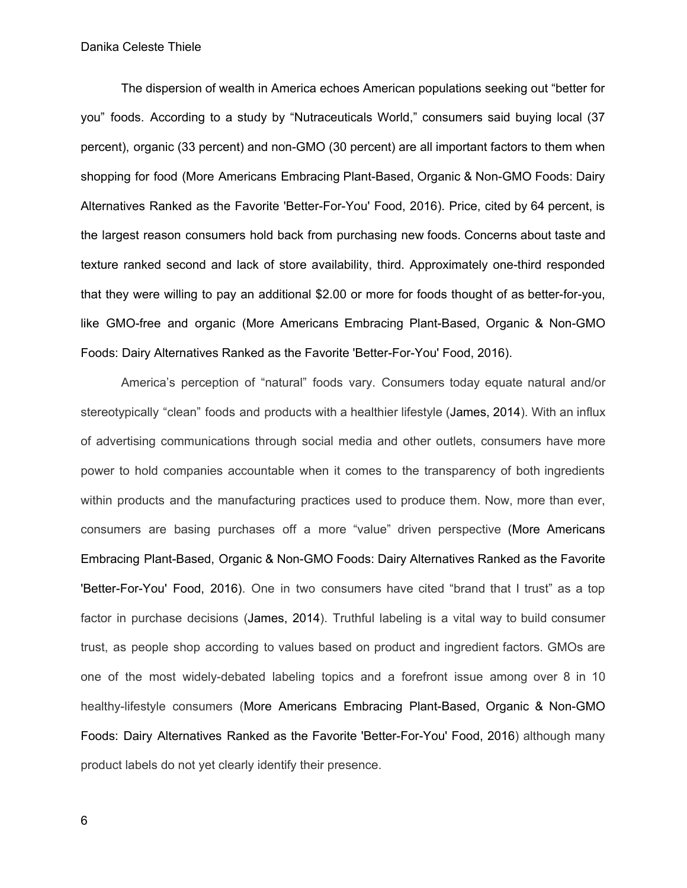The dispersion of wealth in America echoes American populations seeking out "better for you" foods. According to a study by "Nutraceuticals World," consumers said buying local (37 percent), organic (33 percent) and non-GMO (30 percent) are all important factors to them when shopping for food (More Americans Embracing Plant-Based, Organic & Non-GMO Foods: Dairy Alternatives Ranked as the Favorite 'Better-For-You' Food, 2016). Price, cited by 64 percent, is the largest reason consumers hold back from purchasing new foods. Concerns about taste and texture ranked second and lack of store availability, third. Approximately one-third responded that they were willing to pay an additional $2.00 or more for foods thought of as better-for-you, like GMO-free and organic (More Americans Embracing Plant-Based, Organic & Non-GMO Foods: Dairy Alternatives Ranked as the Favorite 'Better-For-You' Food, 2016).

America's perception of "natural" foods vary. Consumers today equate natural and/or stereotypically "clean" foods and products with a healthier lifestyle (James, 2014). With an influx of advertising communications through social media and other outlets, consumers have more power to hold companies accountable when it comes to the transparency of both ingredients within products and the manufacturing practices used to produce them. Now, more than ever, consumers are basing purchases off a more "value" driven perspective (More Americans Embracing Plant-Based, Organic & Non-GMO Foods: Dairy Alternatives Ranked as the Favorite 'Better-For-You' Food, 2016). One in two consumers have cited "brand that I trust" as a top factor in purchase decisions (James, 2014). Truthful labeling is a vital way to build consumer trust, as people shop according to values based on product and ingredient factors. GMOs are one of the most widely-debated labeling topics and a forefront issue among over 8 in 10 healthy-lifestyle consumers (More Americans Embracing Plant-Based, Organic & Non-GMO Foods: Dairy Alternatives Ranked as the Favorite 'Better-For-You' Food, 2016) although many product labels do not yet clearly identify their presence.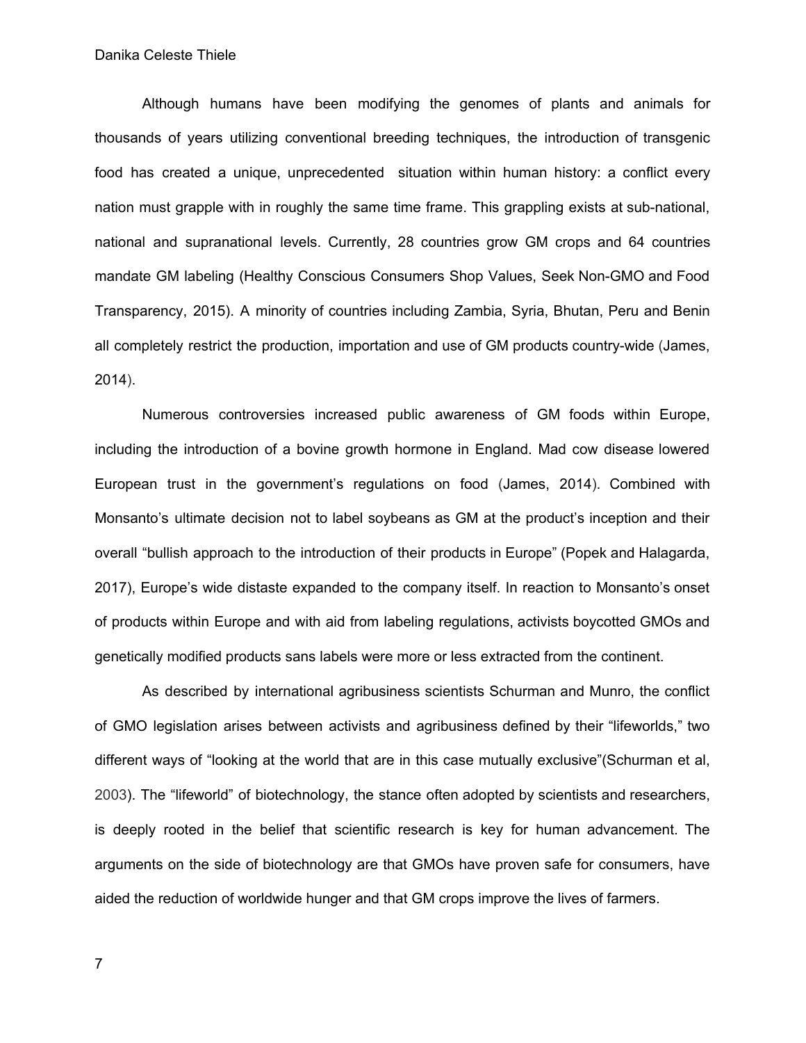Although humans have been modifying the genomes of plants and animals for thousands of years utilizing conventional breeding techniques, the introduction of transgenic food has created a unique, unprecedented situation within human history: a conflict every nation must grapple with in roughly the same time frame. This grappling exists at sub-national, national and supranational levels. Currently, 28 countries grow GM crops and 64 countries mandate GM labeling (Healthy Conscious Consumers Shop Values, Seek Non-GMO and Food Transparency, 2015). A minority of countries including Zambia, Syria, Bhutan, Peru and Benin all completely restrict the production, importation and use of GM products country-wide (James, 2014).

Numerous controversies increased public awareness of GM foods within Europe, including the introduction of a bovine growth hormone in England. Mad cow disease lowered European trust in the government's regulations on food (James, 2014). Combined with Monsanto's ultimate decision not to label soybeans as GM at the product's inception and their overall "bullish approach to the introduction of their products in Europe" (Popek and Halagarda, 2017), Europe's wide distaste expanded to the company itself. In reaction to Monsanto's onset of products within Europe and with aid from labeling regulations, activists boycotted GMOs and genetically modified products sans labels were more or less extracted from the continent.

As described by international agribusiness scientists Schurman and Munro, the conflict of GMO legislation arises between activists and agribusiness defined by their "lifeworlds," two different ways of "looking at the world that are in this case mutually exclusive"(Schurman et al, 2003). The "lifeworld" of biotechnology, the stance often adopted by scientists and researchers, is deeply rooted in the belief that scientific research is key for human advancement. The arguments on the side of biotechnology are that GMOs have proven safe for consumers, have aided the reduction of worldwide hunger and that GM crops improve the lives of farmers.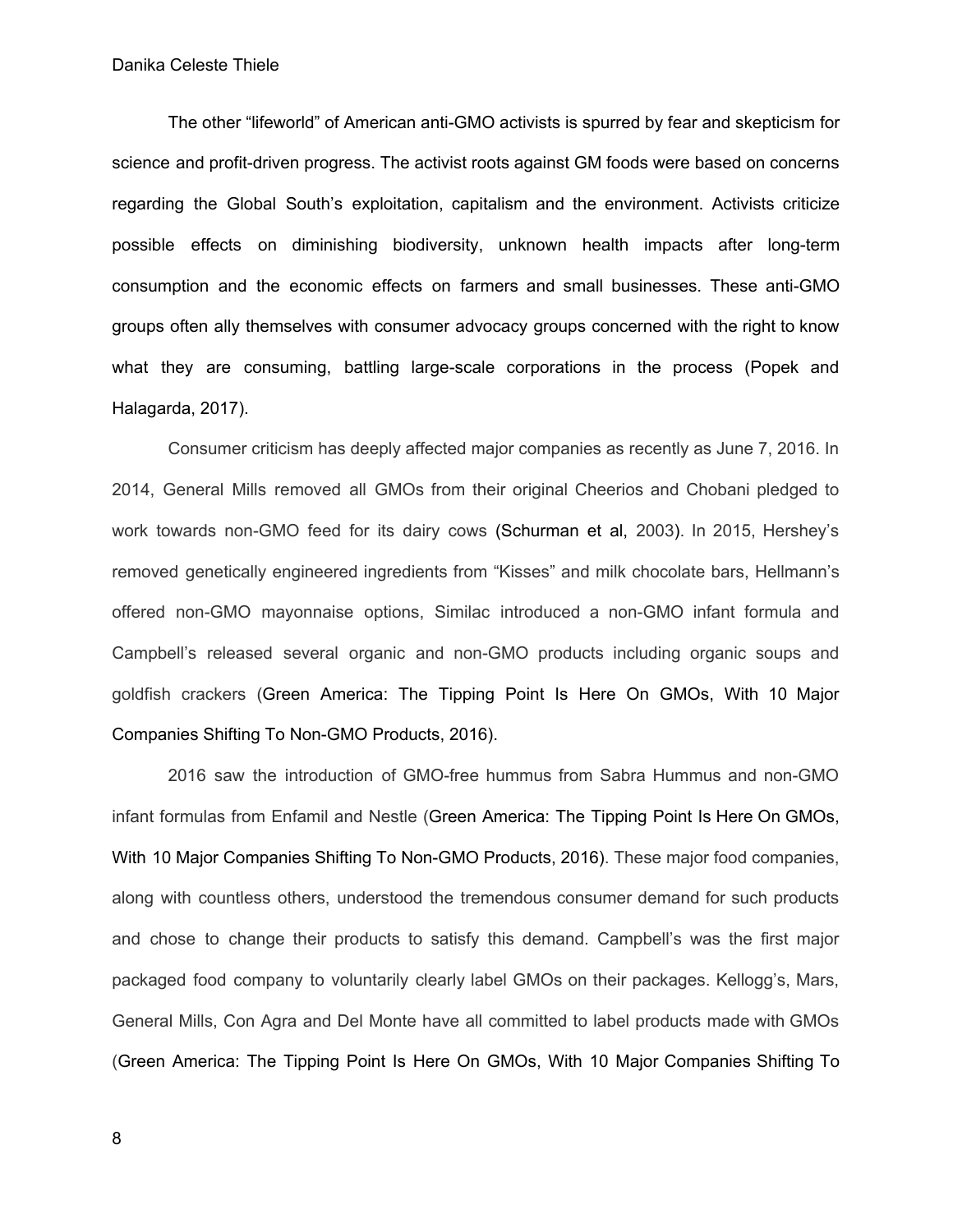The other “lifeworld” of American anti-GMO activists is spurred by fear and skepticism for science and profit-driven progress. The activist roots against GM foods were based on concerns regarding the Global South’s exploitation, capitalism and the environment. Activists criticize possible effects on diminishing biodiversity, unknown health impacts after long-term consumption and the economic effects on farmers and small businesses. These anti-GMO groups often ally themselves with consumer advocacy groups concerned with the right to know what they are consuming, battling large-scale corporations in the process (Popek and Halagarda, 2017).

Consumer criticism has deeply affected major companies as recently as June 7, 2016. In 2014, General Mills removed all GMOs from their original Cheerios and Chobani pledged to work towards non-GMO feed for its dairy cows (Schurman et al, 2003). In 2015, Hershey’s removed genetically engineered ingredients from “Kisses” and milk chocolate bars, Hellmann’s offered non-GMO mayonnaise options, Similac introduced a non-GMO infant formula and Campbell’s released several organic and non-GMO products including organic soups and goldfish crackers (Green America: The Tipping Point Is Here On GMOs, With 10 Major Companies Shifting To Non-GMO Products, 2016).

2016 saw the introduction of GMO-free hummus from Sabra Hummus and non-GMO infant formulas from Enfamil and Nestle (Green America: The Tipping Point Is Here On GMOs, With 10 Major Companies Shifting To Non-GMO Products, 2016). These major food companies, along with countless others, understood the tremendous consumer demand for such products and chose to change their products to satisfy this demand. Campbell’s was the first major packaged food company to voluntarily clearly label GMOs on their packages. Kellogg’s, Mars, General Mills, Con Agra and Del Monte have all committed to label products made with GMOs (Green America: The Tipping Point Is Here On GMOs, With 10 Major Companies Shifting To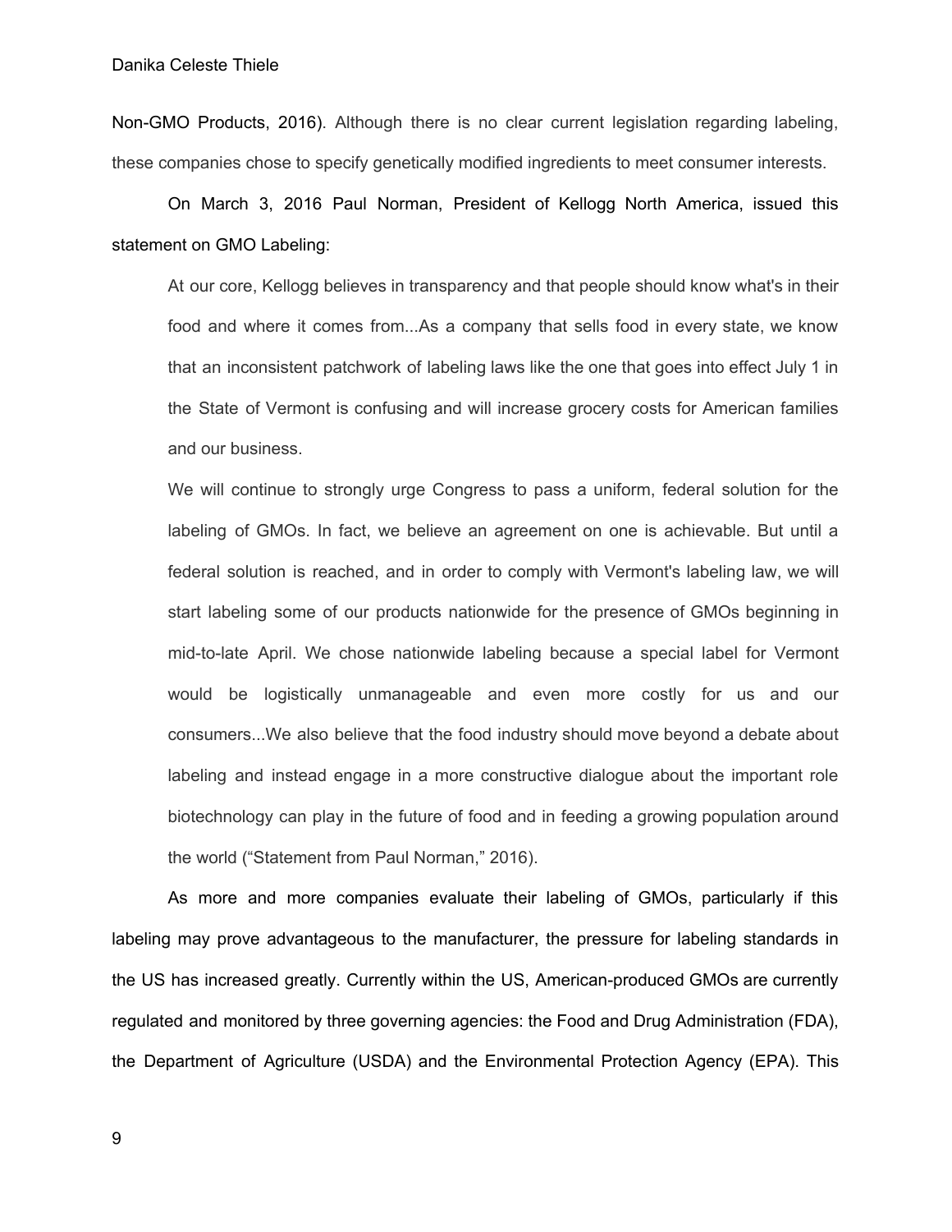Non-GMO Products, 2016). Although there is no clear current legislation regarding labeling, these companies chose to specify genetically modified ingredients to meet consumer interests.

On March 3, 2016 Paul Norman, President of Kellogg North America, issued this statement on GMO Labeling:

> At our core, Kellogg believes in transparency and that people should know what's in their food and where it comes from...As a company that sells food in every state, we know that an inconsistent patchwork of labeling laws like the one that goes into effect July 1 in the State of Vermont is confusing and will increase grocery costs for American families and our business.
>
> We will continue to strongly urge Congress to pass a uniform, federal solution for the labeling of GMOs. In fact, we believe an agreement on one is achievable. But until a federal solution is reached, and in order to comply with Vermont's labeling law, we will start labeling some of our products nationwide for the presence of GMOs beginning in mid-to-late April. We chose nationwide labeling because a special label for Vermont would be logistically unmanageable and even more costly for us and our consumers...We also believe that the food industry should move beyond a debate about labeling and instead engage in a more constructive dialogue about the important role biotechnology can play in the future of food and in feeding a growing population around the world ("Statement from Paul Norman," 2016).

As more and more companies evaluate their labeling of GMOs, particularly if this labeling may prove advantageous to the manufacturer, the pressure for labeling standards in the US has increased greatly. Currently within the US, American-produced GMOs are currently regulated and monitored by three governing agencies: the Food and Drug Administration (FDA), the Department of Agriculture (USDA) and the Environmental Protection Agency (EPA). This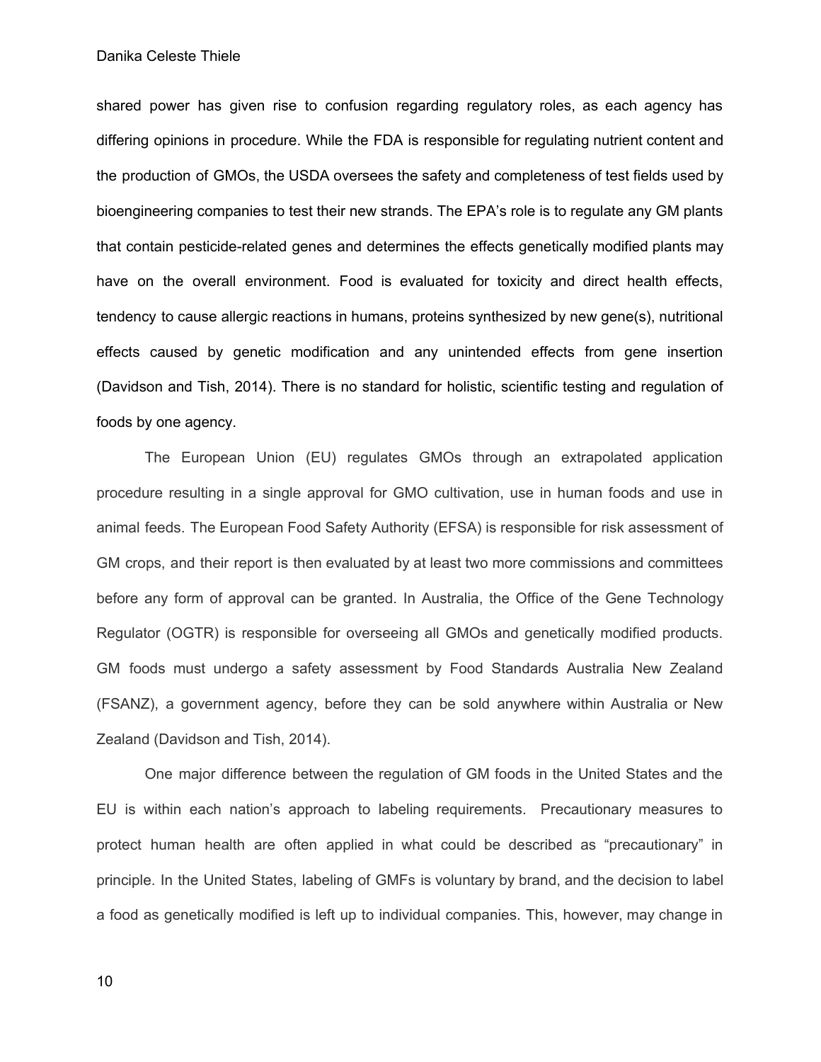shared power has given rise to confusion regarding regulatory roles, as each agency has differing opinions in procedure. While the FDA is responsible for regulating nutrient content and the production of GMOs, the USDA oversees the safety and completeness of test fields used by bioengineering companies to test their new strands. The EPA's role is to regulate any GM plants that contain pesticide-related genes and determines the effects genetically modified plants may have on the overall environment. Food is evaluated for toxicity and direct health effects, tendency to cause allergic reactions in humans, proteins synthesized by new gene(s), nutritional effects caused by genetic modification and any unintended effects from gene insertion (Davidson and Tish, 2014). There is no standard for holistic, scientific testing and regulation of foods by one agency.

The European Union (EU) regulates GMOs through an extrapolated application procedure resulting in a single approval for GMO cultivation, use in human foods and use in animal feeds. The European Food Safety Authority (EFSA) is responsible for risk assessment of GM crops, and their report is then evaluated by at least two more commissions and committees before any form of approval can be granted. In Australia, the Office of the Gene Technology Regulator (OGTR) is responsible for overseeing all GMOs and genetically modified products. GM foods must undergo a safety assessment by Food Standards Australia New Zealand (FSANZ), a government agency, before they can be sold anywhere within Australia or New Zealand (Davidson and Tish, 2014).

One major difference between the regulation of GM foods in the United States and the EU is within each nation's approach to labeling requirements. Precautionary measures to protect human health are often applied in what could be described as "precautionary" in principle. In the United States, labeling of GMFs is voluntary by brand, and the decision to label a food as genetically modified is left up to individual companies. This, however, may change in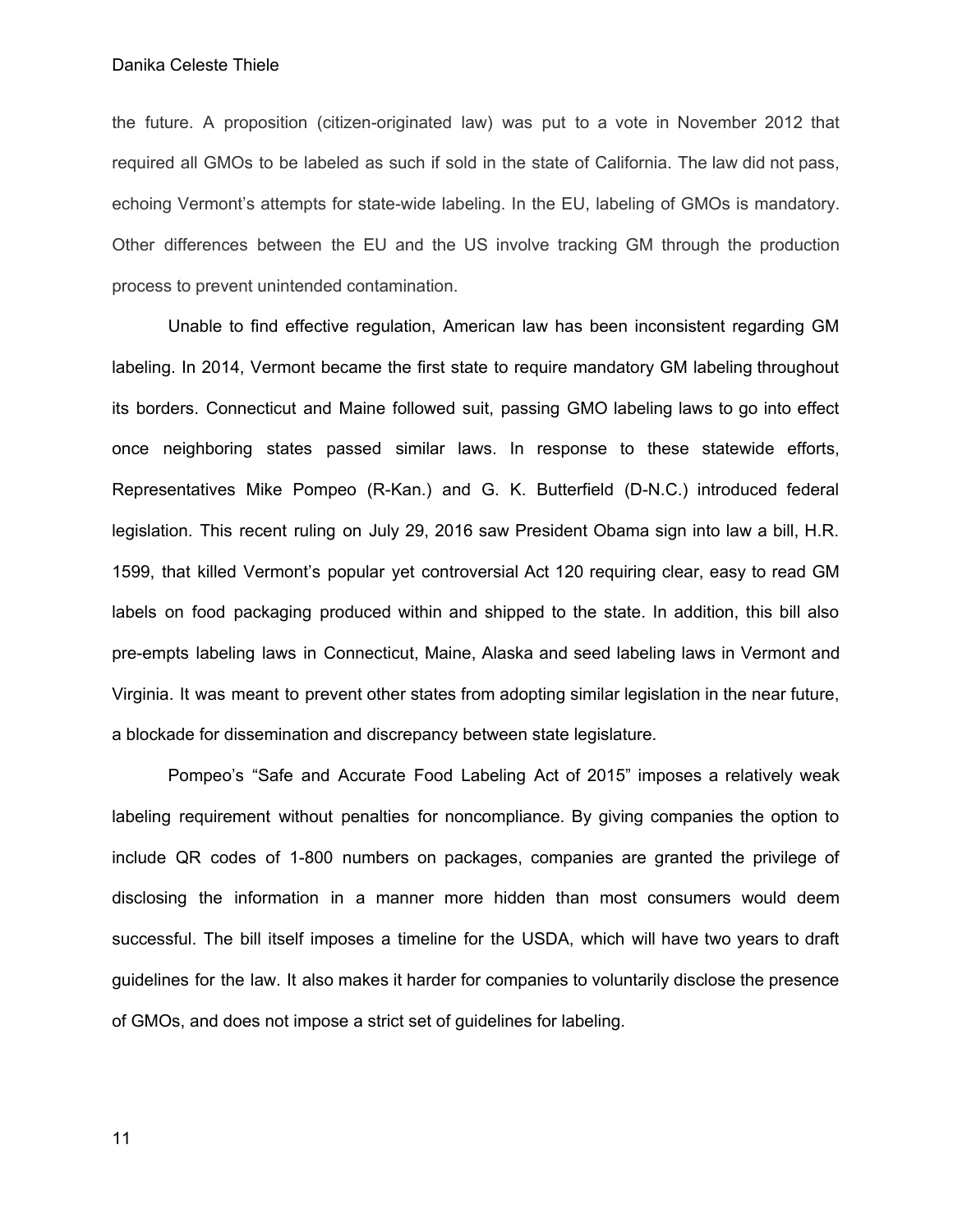the future. A proposition (citizen-originated law) was put to a vote in November 2012 that required all GMOs to be labeled as such if sold in the state of California. The law did not pass, echoing Vermont's attempts for state-wide labeling. In the EU, labeling of GMOs is mandatory. Other differences between the EU and the US involve tracking GM through the production process to prevent unintended contamination.

Unable to find effective regulation, American law has been inconsistent regarding GM labeling. In 2014, Vermont became the first state to require mandatory GM labeling throughout its borders. Connecticut and Maine followed suit, passing GMO labeling laws to go into effect once neighboring states passed similar laws. In response to these statewide efforts, Representatives Mike Pompeo (R-Kan.) and G. K. Butterfield (D-N.C.) introduced federal legislation. This recent ruling on July 29, 2016 saw President Obama sign into law a bill, H.R. 1599, that killed Vermont's popular yet controversial Act 120 requiring clear, easy to read GM labels on food packaging produced within and shipped to the state. In addition, this bill also pre-empts labeling laws in Connecticut, Maine, Alaska and seed labeling laws in Vermont and Virginia. It was meant to prevent other states from adopting similar legislation in the near future, a blockade for dissemination and discrepancy between state legislature.

Pompeo's "Safe and Accurate Food Labeling Act of 2015" imposes a relatively weak labeling requirement without penalties for noncompliance. By giving companies the option to include QR codes of 1-800 numbers on packages, companies are granted the privilege of disclosing the information in a manner more hidden than most consumers would deem successful. The bill itself imposes a timeline for the USDA, which will have two years to draft guidelines for the law. It also makes it harder for companies to voluntarily disclose the presence of GMOs, and does not impose a strict set of guidelines for labeling.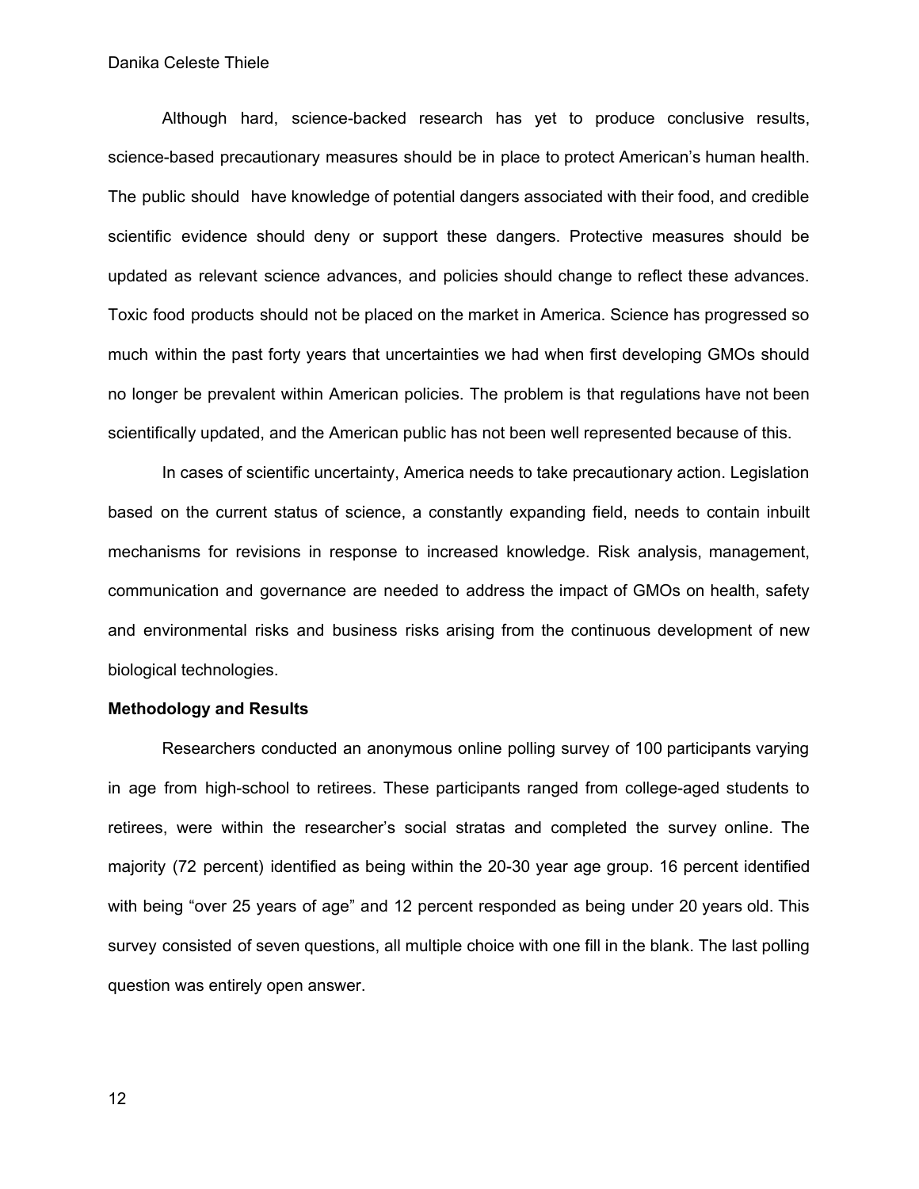Although hard, science-backed research has yet to produce conclusive results, science-based precautionary measures should be in place to protect American's human health. The public should have knowledge of potential dangers associated with their food, and credible scientific evidence should deny or support these dangers. Protective measures should be updated as relevant science advances, and policies should change to reflect these advances. Toxic food products should not be placed on the market in America. Science has progressed so much within the past forty years that uncertainties we had when first developing GMOs should no longer be prevalent within American policies. The problem is that regulations have not been scientifically updated, and the American public has not been well represented because of this.

In cases of scientific uncertainty, America needs to take precautionary action. Legislation based on the current status of science, a constantly expanding field, needs to contain inbuilt mechanisms for revisions in response to increased knowledge. Risk analysis, management, communication and governance are needed to address the impact of GMOs on health, safety and environmental risks and business risks arising from the continuous development of new biological technologies.

**Methodology and Results**

Researchers conducted an anonymous online polling survey of 100 participants varying in age from high-school to retirees. These participants ranged from college-aged students to retirees, were within the researcher's social stratas and completed the survey online. The majority (72 percent) identified as being within the 20-30 year age group. 16 percent identified with being "over 25 years of age" and 12 percent responded as being under 20 years old. This survey consisted of seven questions, all multiple choice with one fill in the blank. The last polling question was entirely open answer.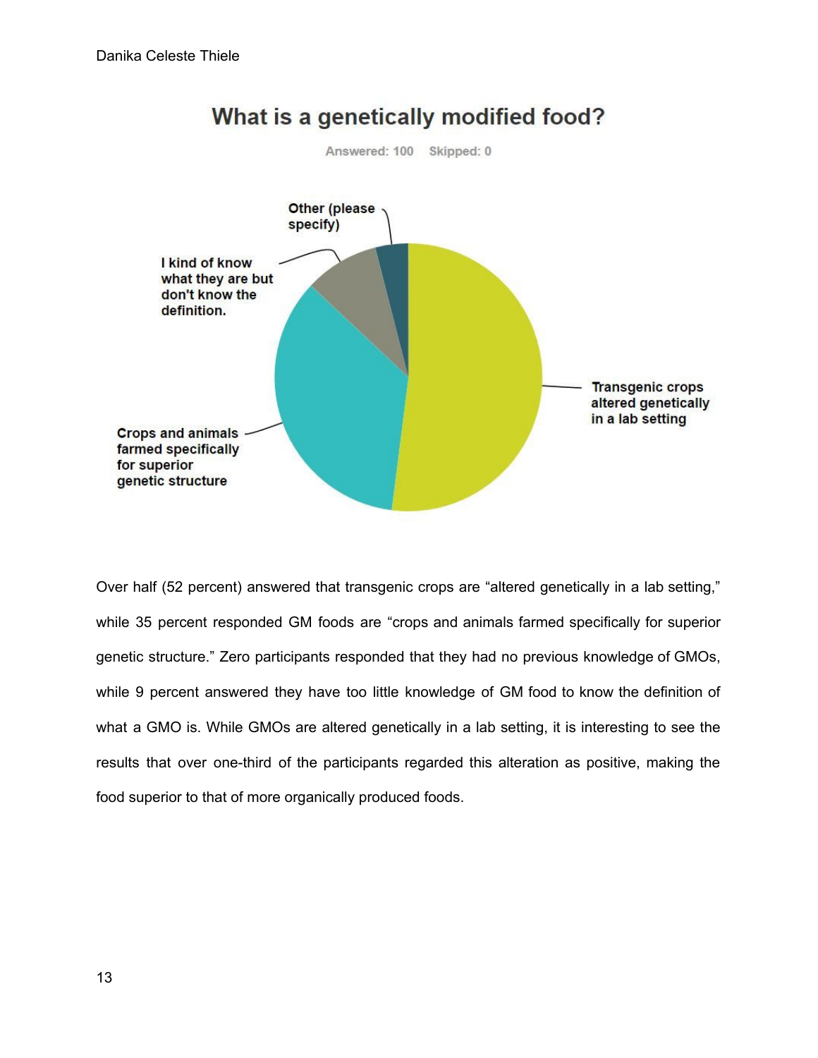**What is a genetically modified food?**

Answered: 100 Skipped: 0

- Transgenic crops altered genetically in a lab setting
- Crops and animals farmed specifically for superior genetic structure
- I kind of know what they are but don't know the definition.
- Other (please specify)

Over half (52 percent) answered that transgenic crops are "altered genetically in a lab setting," while 35 percent responded GM foods are "crops and animals farmed specifically for superior genetic structure." Zero participants responded that they had no previous knowledge of GMOs, while 9 percent answered they have too little knowledge of GM food to know the definition of what a GMO is. While GMOs are altered genetically in a lab setting, it is interesting to see the results that over one-third of the participants regarded this alteration as positive, making the food superior to that of more organically produced foods.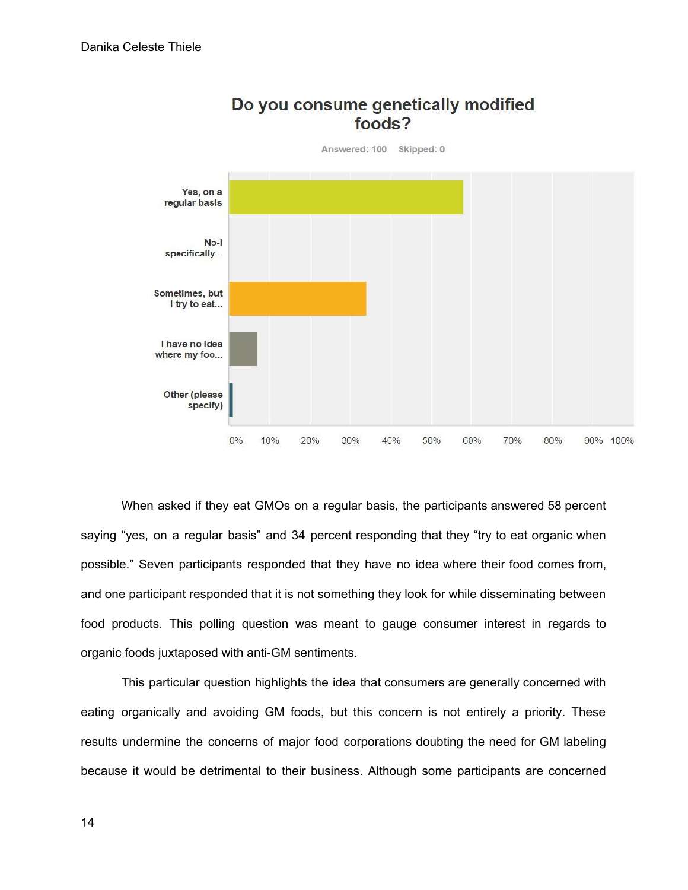**Do you consume genetically modified foods?**

Answered: 100 Skipped: 0

Yes, on a regular basis

No-I specifically...

Sometimes, but I try to eat...

I have no idea where my foo...

Other (please specify)

0% 10% 20% 30% 40% 50% 60% 70% 80% 90% 100%

When asked if they eat GMOs on a regular basis, the participants answered 58 percent saying "yes, on a regular basis" and 34 percent responding that they "try to eat organic when possible." Seven participants responded that they have no idea where their food comes from, and one participant responded that it is not something they look for while disseminating between food products. This polling question was meant to gauge consumer interest in regards to organic foods juxtaposed with anti-GM sentiments.

This particular question highlights the idea that consumers are generally concerned with eating organically and avoiding GM foods, but this concern is not entirely a priority. These results undermine the concerns of major food corporations doubting the need for GM labeling because it would be detrimental to their business. Although some participants are concerned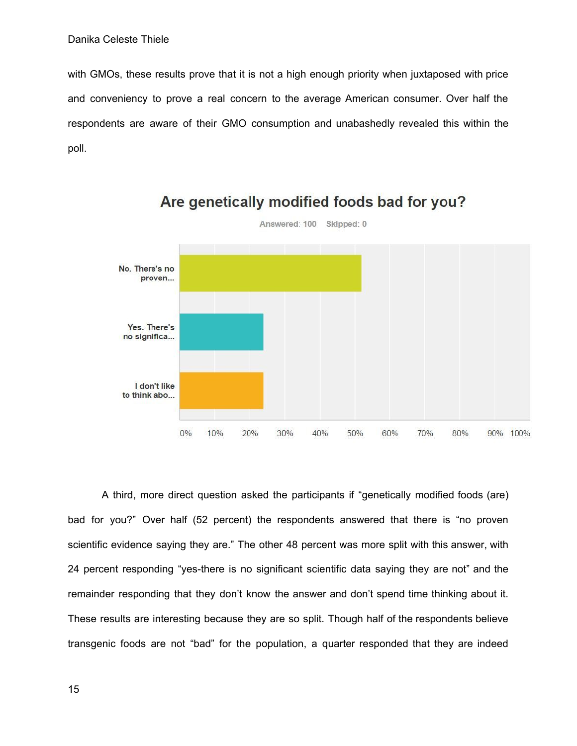with GMOs, these results prove that it is not a high enough priority when juxtaposed with price and conveniency to prove a real concern to the average American consumer. Over half the respondents are aware of their GMO consumption and unabashedly revealed this within the poll.

**Are genetically modified foods bad for you?**

Answered: 100 Skipped: 0

| Response | Percent |
|---|---|
| No. There's no proven... | ~52% |
| Yes. There's no significa... | ~24% |
| I don't like to think abo... | ~24% |

A third, more direct question asked the participants if "genetically modified foods (are) bad for you?" Over half (52 percent) the respondents answered that there is "no proven scientific evidence saying they are." The other 48 percent was more split with this answer, with 24 percent responding "yes-there is no significant scientific data saying they are not" and the remainder responding that they don't know the answer and don't spend time thinking about it. These results are interesting because they are so split. Though half of the respondents believe transgenic foods are not "bad" for the population, a quarter responded that they are indeed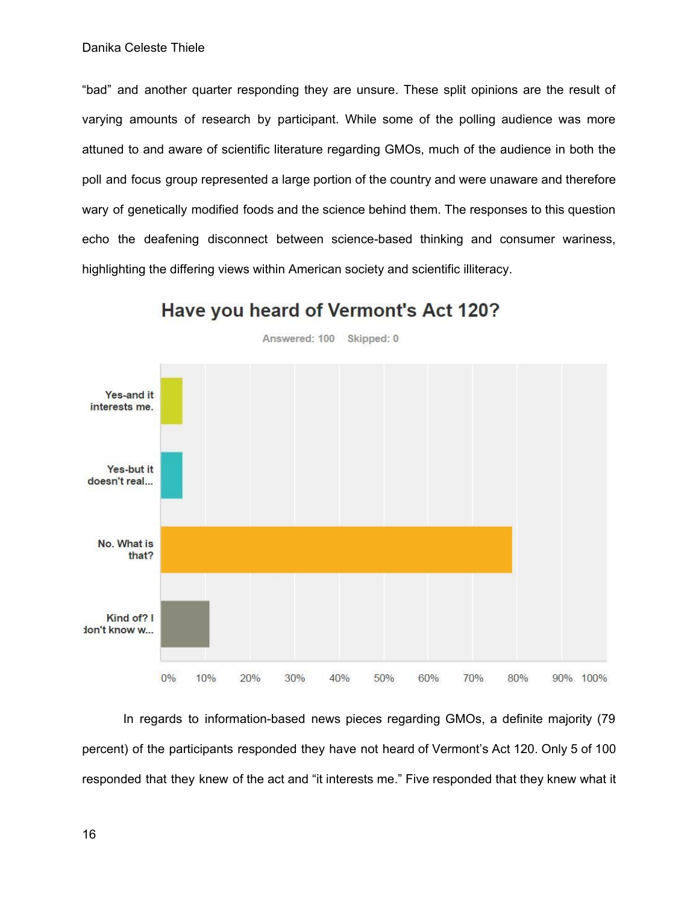"bad" and another quarter responding they are unsure. These split opinions are the result of varying amounts of research by participant. While some of the polling audience was more attuned to and aware of scientific literature regarding GMOs, much of the audience in both the poll and focus group represented a large portion of the country and were unaware and therefore wary of genetically modified foods and the science behind them. The responses to this question echo the deafening disconnect between science-based thinking and consumer wariness, highlighting the differing views within American society and scientific illiteracy.

**Have you heard of Vermont's Act 120?**

Answered: 100 Skipped: 0

| Response | Approx. share (from chart) |
| --- | --- |
| Yes-and it interests me. | ~5% |
| Yes-but it doesn't real... | ~5% |
| No. What is that? | ~79% |
| Kind of? I don't know w... | ~11% |

In regards to information-based news pieces regarding GMOs, a definite majority (79 percent) of the participants responded they have not heard of Vermont's Act 120. Only 5 of 100 responded that they knew of the act and "it interests me." Five responded that they knew what it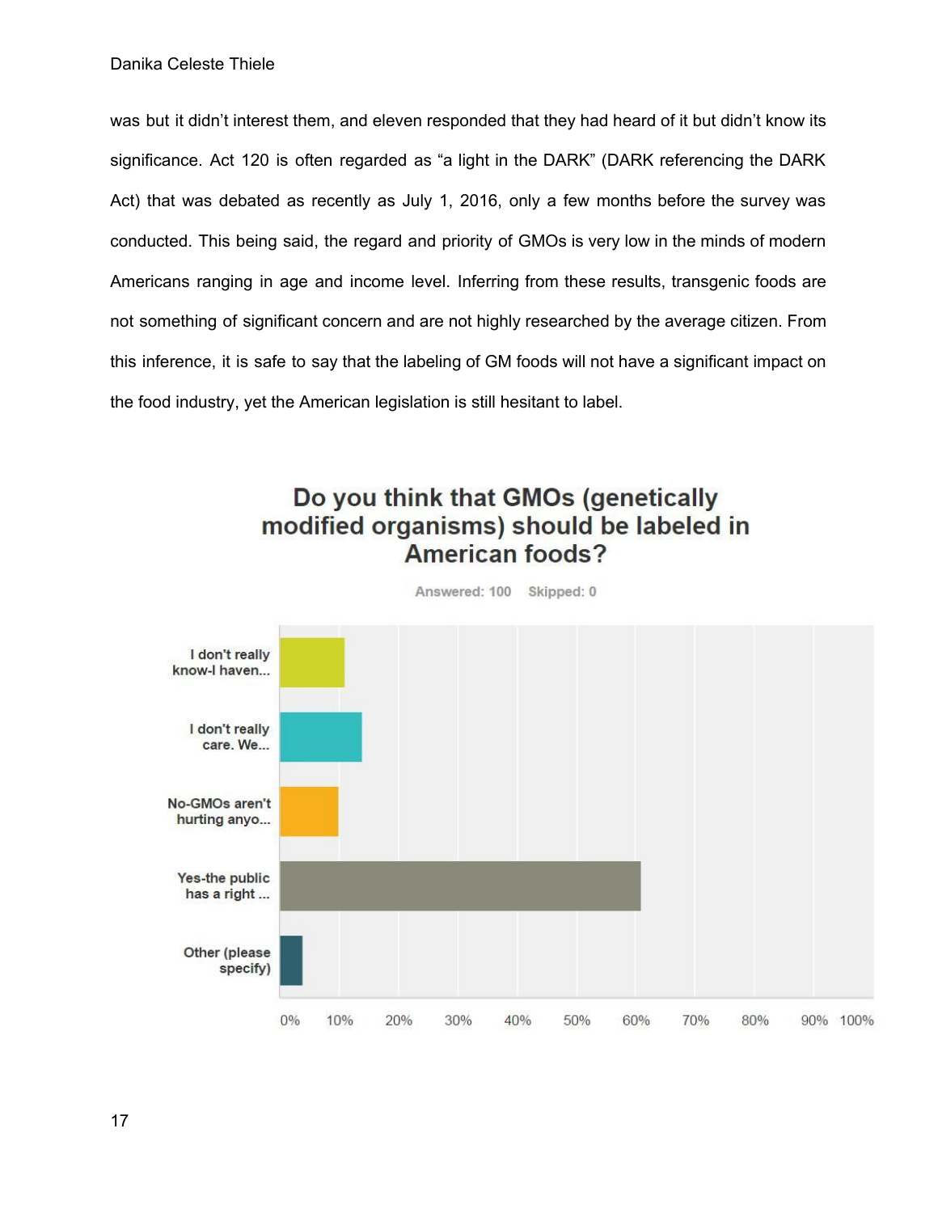was but it didn't interest them, and eleven responded that they had heard of it but didn't know its significance. Act 120 is often regarded as "a light in the DARK" (DARK referencing the DARK Act) that was debated as recently as July 1, 2016, only a few months before the survey was conducted. This being said, the regard and priority of GMOs is very low in the minds of modern Americans ranging in age and income level. Inferring from these results, transgenic foods are not something of significant concern and are not highly researched by the average citizen. From this inference, it is safe to say that the labeling of GM foods will not have a significant impact on the food industry, yet the American legislation is still hesitant to label.

**Do you think that GMOs (genetically modified organisms) should be labeled in American foods?**

Answered: 100 Skipped: 0

- I don't really know-I haven...
- I don't really care. We...
- No-GMOs aren't hurting anyo...
- Yes-the public has a right ...
- Other (please specify)

0% 10% 20% 30% 40% 50% 60% 70% 80% 90% 100%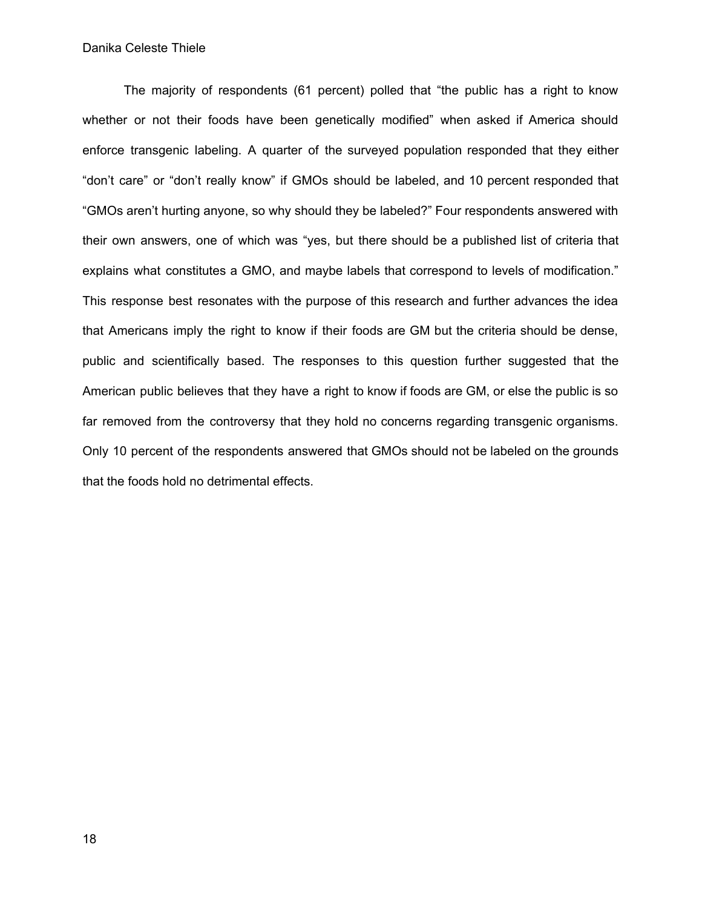The majority of respondents (61 percent) polled that "the public has a right to know whether or not their foods have been genetically modified" when asked if America should enforce transgenic labeling. A quarter of the surveyed population responded that they either "don't care" or "don't really know" if GMOs should be labeled, and 10 percent responded that "GMOs aren't hurting anyone, so why should they be labeled?" Four respondents answered with their own answers, one of which was "yes, but there should be a published list of criteria that explains what constitutes a GMO, and maybe labels that correspond to levels of modification." This response best resonates with the purpose of this research and further advances the idea that Americans imply the right to know if their foods are GM but the criteria should be dense, public and scientifically based. The responses to this question further suggested that the American public believes that they have a right to know if foods are GM, or else the public is so far removed from the controversy that they hold no concerns regarding transgenic organisms. Only 10 percent of the respondents answered that GMOs should not be labeled on the grounds that the foods hold no detrimental effects.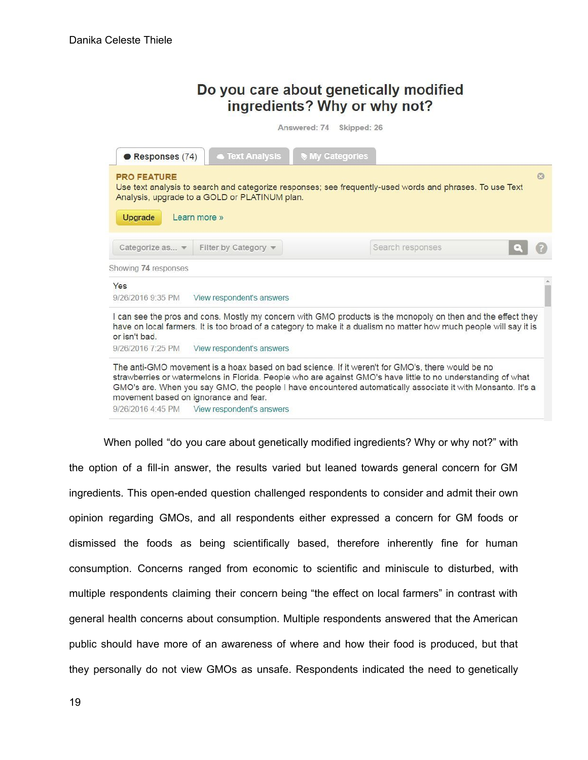## Do you care about genetically modified ingredients? Why or why not?

Answered: 74 Skipped: 26

Responses (74) | Text Analysis | My Categories

**PRO FEATURE**
Use text analysis to search and categorize responses; see frequently-used words and phrases. To use Text Analysis, upgrade to a GOLD or PLATINUM plan.

Upgrade Learn more »

Categorize as... Filter by Category Search responses

Showing 74 responses

Yes
9/26/2016 9:35 PM View respondent's answers

I can see the pros and cons. Mostly my concern with GMO products is the monopoly on then and the effect they have on local farmers. It is too broad of a category to make it a dualism no matter how much people will say it is or isn't bad.
9/26/2016 7:25 PM View respondent's answers

The anti-GMO movement is a hoax based on bad science. If it weren't for GMO's, there would be no strawberries or watermelons in Florida. People who are against GMO's have little to no understanding of what GMO's are. When you say GMO, the people I have encountered automatically associate it with Monsanto. It's a movement based on ignorance and fear.
9/26/2016 4:45 PM View respondent's answers

When polled "do you care about genetically modified ingredients? Why or why not?" with the option of a fill-in answer, the results varied but leaned towards general concern for GM ingredients. This open-ended question challenged respondents to consider and admit their own opinion regarding GMOs, and all respondents either expressed a concern for GM foods or dismissed the foods as being scientifically based, therefore inherently fine for human consumption. Concerns ranged from economic to scientific and miniscule to disturbed, with multiple respondents claiming their concern being "the effect on local farmers" in contrast with general health concerns about consumption. Multiple respondents answered that the American public should have more of an awareness of where and how their food is produced, but that they personally do not view GMOs as unsafe. Respondents indicated the need to genetically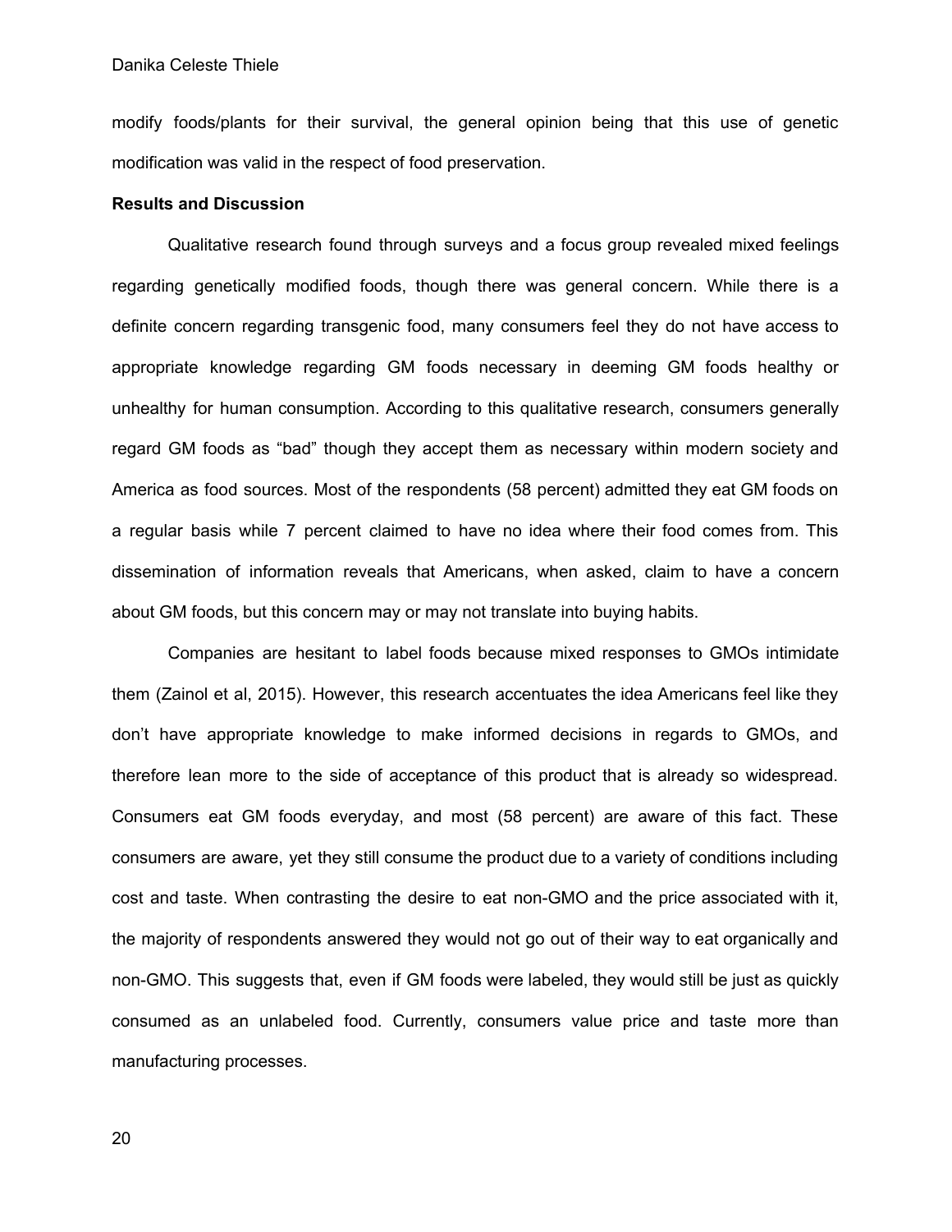modify foods/plants for their survival, the general opinion being that this use of genetic modification was valid in the respect of food preservation.

**Results and Discussion**

Qualitative research found through surveys and a focus group revealed mixed feelings regarding genetically modified foods, though there was general concern. While there is a definite concern regarding transgenic food, many consumers feel they do not have access to appropriate knowledge regarding GM foods necessary in deeming GM foods healthy or unhealthy for human consumption. According to this qualitative research, consumers generally regard GM foods as "bad" though they accept them as necessary within modern society and America as food sources. Most of the respondents (58 percent) admitted they eat GM foods on a regular basis while 7 percent claimed to have no idea where their food comes from. This dissemination of information reveals that Americans, when asked, claim to have a concern about GM foods, but this concern may or may not translate into buying habits.

Companies are hesitant to label foods because mixed responses to GMOs intimidate them (Zainol et al, 2015). However, this research accentuates the idea Americans feel like they don't have appropriate knowledge to make informed decisions in regards to GMOs, and therefore lean more to the side of acceptance of this product that is already so widespread. Consumers eat GM foods everyday, and most (58 percent) are aware of this fact. These consumers are aware, yet they still consume the product due to a variety of conditions including cost and taste. When contrasting the desire to eat non-GMO and the price associated with it, the majority of respondents answered they would not go out of their way to eat organically and non-GMO. This suggests that, even if GM foods were labeled, they would still be just as quickly consumed as an unlabeled food. Currently, consumers value price and taste more than manufacturing processes.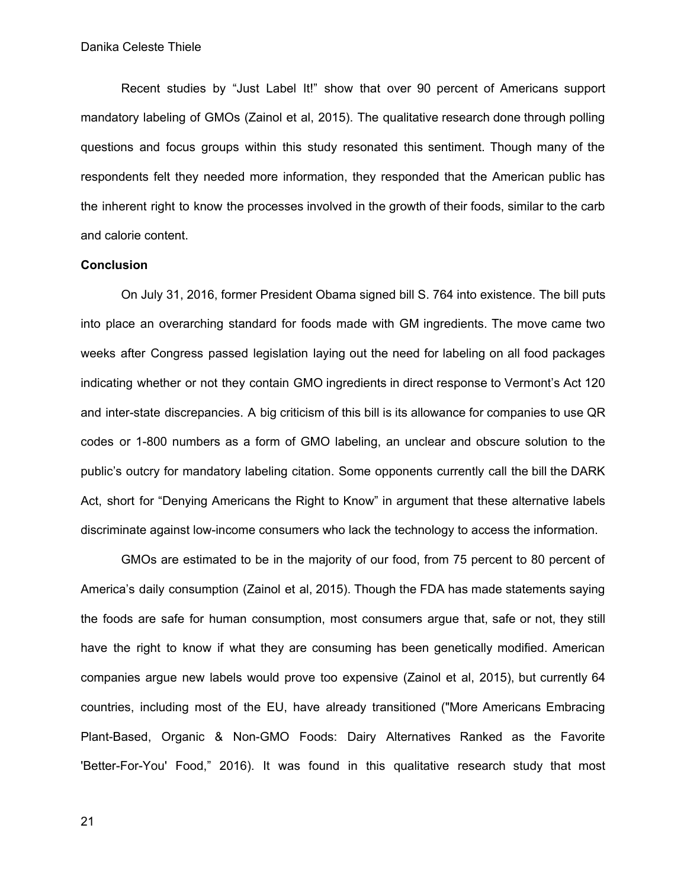Recent studies by “Just Label It!” show that over 90 percent of Americans support mandatory labeling of GMOs (Zainol et al, 2015). The qualitative research done through polling questions and focus groups within this study resonated this sentiment. Though many of the respondents felt they needed more information, they responded that the American public has the inherent right to know the processes involved in the growth of their foods, similar to the carb and calorie content.

**Conclusion**

On July 31, 2016, former President Obama signed bill S. 764 into existence. The bill puts into place an overarching standard for foods made with GM ingredients. The move came two weeks after Congress passed legislation laying out the need for labeling on all food packages indicating whether or not they contain GMO ingredients in direct response to Vermont’s Act 120 and inter-state discrepancies. A big criticism of this bill is its allowance for companies to use QR codes or 1-800 numbers as a form of GMO labeling, an unclear and obscure solution to the public’s outcry for mandatory labeling citation. Some opponents currently call the bill the DARK Act, short for “Denying Americans the Right to Know” in argument that these alternative labels discriminate against low-income consumers who lack the technology to access the information.

GMOs are estimated to be in the majority of our food, from 75 percent to 80 percent of America’s daily consumption (Zainol et al, 2015). Though the FDA has made statements saying the foods are safe for human consumption, most consumers argue that, safe or not, they still have the right to know if what they are consuming has been genetically modified. American companies argue new labels would prove too expensive (Zainol et al, 2015), but currently 64 countries, including most of the EU, have already transitioned ("More Americans Embracing Plant-Based, Organic & Non-GMO Foods: Dairy Alternatives Ranked as the Favorite 'Better-For-You' Food,” 2016). It was found in this qualitative research study that most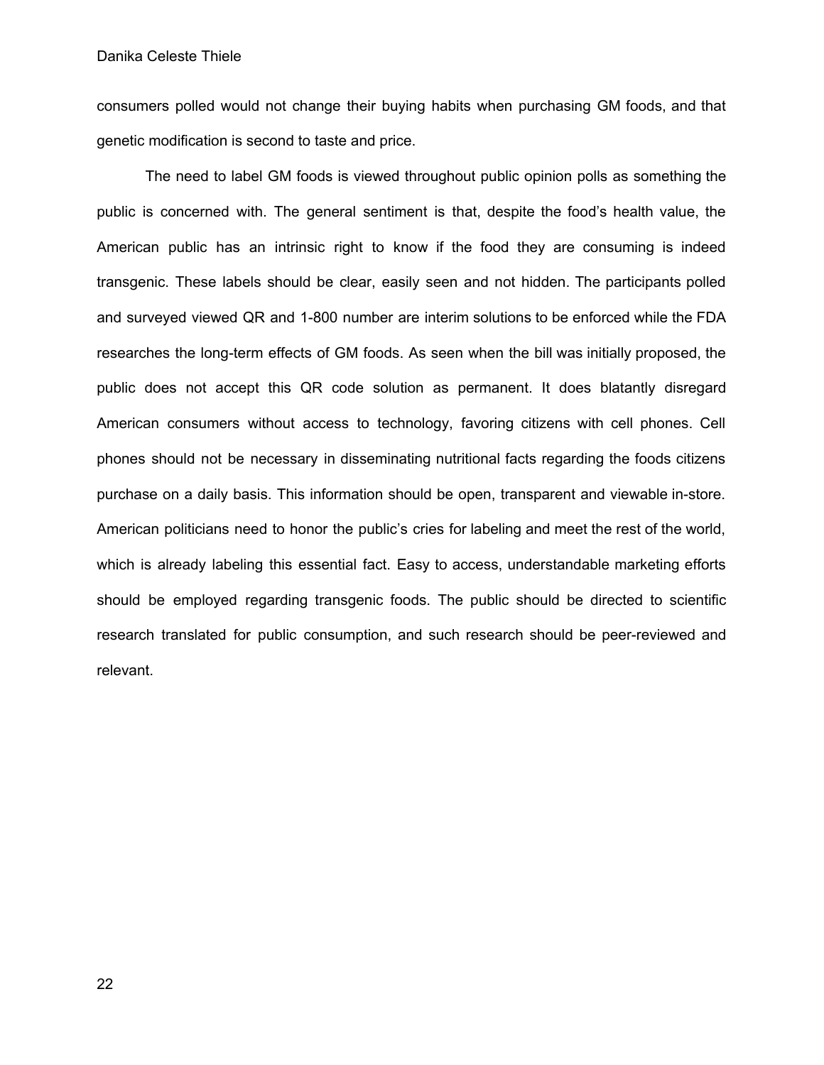consumers polled would not change their buying habits when purchasing GM foods, and that genetic modification is second to taste and price.

The need to label GM foods is viewed throughout public opinion polls as something the public is concerned with. The general sentiment is that, despite the food's health value, the American public has an intrinsic right to know if the food they are consuming is indeed transgenic. These labels should be clear, easily seen and not hidden. The participants polled and surveyed viewed QR and 1-800 number are interim solutions to be enforced while the FDA researches the long-term effects of GM foods. As seen when the bill was initially proposed, the public does not accept this QR code solution as permanent. It does blatantly disregard American consumers without access to technology, favoring citizens with cell phones. Cell phones should not be necessary in disseminating nutritional facts regarding the foods citizens purchase on a daily basis. This information should be open, transparent and viewable in-store. American politicians need to honor the public's cries for labeling and meet the rest of the world, which is already labeling this essential fact. Easy to access, understandable marketing efforts should be employed regarding transgenic foods. The public should be directed to scientific research translated for public consumption, and such research should be peer-reviewed and relevant.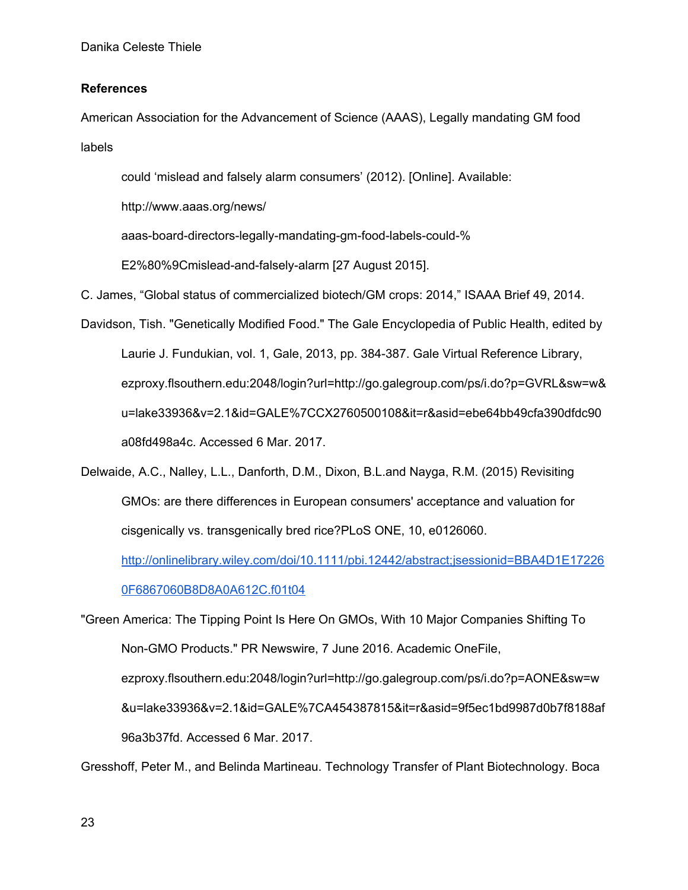**References**

American Association for the Advancement of Science (AAAS), Legally mandating GM food labels

could 'mislead and falsely alarm consumers' (2012). [Online]. Available: http://www.aaas.org/news/ aaas-board-directors-legally-mandating-gm-food-labels-could-% E2%80%9Cmislead-and-falsely-alarm [27 August 2015].

C. James, "Global status of commercialized biotech/GM crops: 2014," ISAAA Brief 49, 2014.

Davidson, Tish. "Genetically Modified Food." The Gale Encyclopedia of Public Health, edited by Laurie J. Fundukian, vol. 1, Gale, 2013, pp. 384-387. Gale Virtual Reference Library, ezproxy.flsouthern.edu:2048/login?url=http://go.galegroup.com/ps/i.do?p=GVRL&sw=w&u=lake33936&v=2.1&id=GALE%7CCX2760500108&it=r&asid=ebe64bb49cfa390dfdc90a08fd498a4c. Accessed 6 Mar. 2017.

Delwaide, A.C., Nalley, L.L., Danforth, D.M., Dixon, B.L.and Nayga, R.M. (2015) Revisiting GMOs: are there differences in European consumers' acceptance and valuation for cisgenically vs. transgenically bred rice?PLoS ONE, 10, e0126060. http://onlinelibrary.wiley.com/doi/10.1111/pbi.12442/abstract;jsessionid=BBA4D1E172260F6867060B8D8A0A612C.f01t04

"Green America: The Tipping Point Is Here On GMOs, With 10 Major Companies Shifting To Non-GMO Products." PR Newswire, 7 June 2016. Academic OneFile, ezproxy.flsouthern.edu:2048/login?url=http://go.galegroup.com/ps/i.do?p=AONE&sw=w&u=lake33936&v=2.1&id=GALE%7CA454387815&it=r&asid=9f5ec1bd9987d0b7f8188af96a3b37fd. Accessed 6 Mar. 2017.

Gresshoff, Peter M., and Belinda Martineau. Technology Transfer of Plant Biotechnology. Boca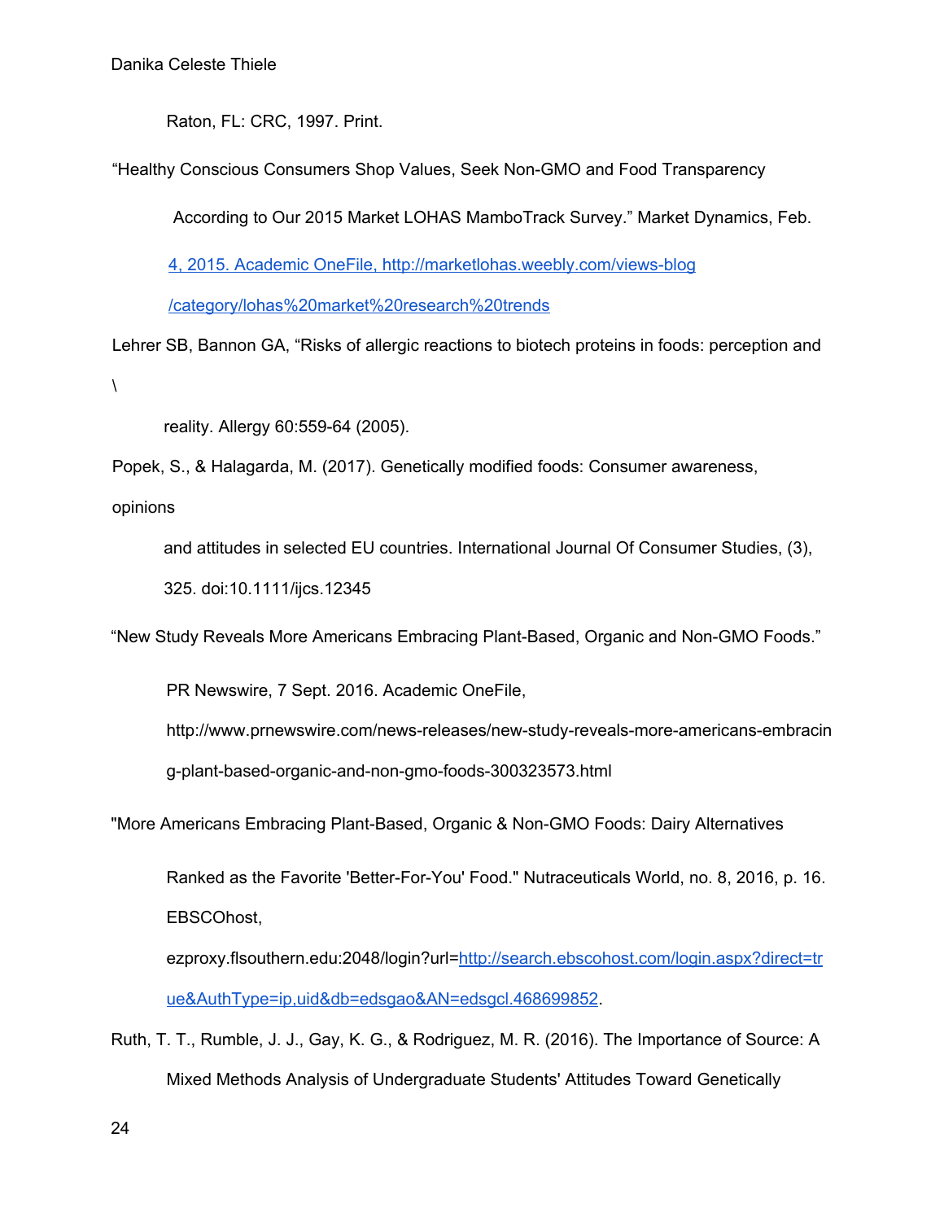Raton, FL: CRC, 1997. Print.

“Healthy Conscious Consumers Shop Values, Seek Non-GMO and Food Transparency According to Our 2015 Market LOHAS MamboTrack Survey.” Market Dynamics, Feb. 4, 2015. Academic OneFile, http://marketlohas.weebly.com/views-blog/category/lohas%20market%20research%20trends

Lehrer SB, Bannon GA, “Risks of allergic reactions to biotech proteins in foods: perception and \
reality. Allergy 60:559-64 (2005).

Popek, S., & Halagarda, M. (2017). Genetically modified foods: Consumer awareness, opinions and attitudes in selected EU countries. International Journal Of Consumer Studies, (3), 325. doi:10.1111/ijcs.12345

“New Study Reveals More Americans Embracing Plant-Based, Organic and Non-GMO Foods.” PR Newswire, 7 Sept. 2016. Academic OneFile, http://www.prnewswire.com/news-releases/new-study-reveals-more-americans-embracing-plant-based-organic-and-non-gmo-foods-300323573.html

"More Americans Embracing Plant-Based, Organic & Non-GMO Foods: Dairy Alternatives Ranked as the Favorite 'Better-For-You' Food." Nutraceuticals World, no. 8, 2016, p. 16. EBSCOhost, ezproxy.flsouthern.edu:2048/login?url=http://search.ebscohost.com/login.aspx?direct=true&AuthType=ip,uid&db=edsgao&AN=edsgcl.468699852.

Ruth, T. T., Rumble, J. J., Gay, K. G., & Rodriguez, M. R. (2016). The Importance of Source: A Mixed Methods Analysis of Undergraduate Students' Attitudes Toward Genetically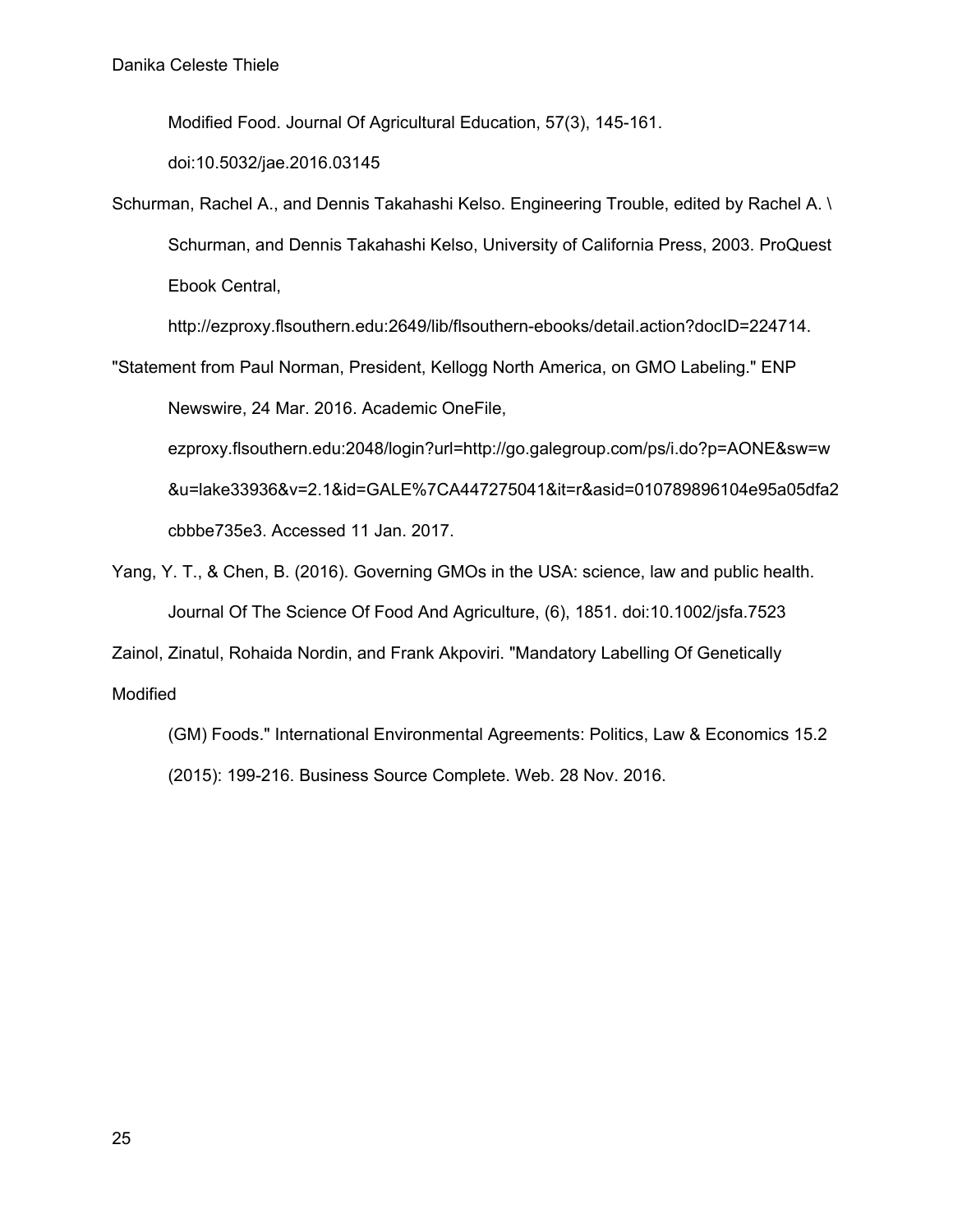Modified Food. Journal Of Agricultural Education, 57(3), 145-161. doi:10.5032/jae.2016.03145

Schurman, Rachel A., and Dennis Takahashi Kelso. Engineering Trouble, edited by Rachel A. \ Schurman, and Dennis Takahashi Kelso, University of California Press, 2003. ProQuest Ebook Central, http://ezproxy.flsouthern.edu:2649/lib/flsouthern-ebooks/detail.action?docID=224714.

"Statement from Paul Norman, President, Kellogg North America, on GMO Labeling." ENP Newswire, 24 Mar. 2016. Academic OneFile, ezproxy.flsouthern.edu:2048/login?url=http://go.galegroup.com/ps/i.do?p=AONE&sw=w&u=lake33936&v=2.1&id=GALE%7CA447275041&it=r&asid=010789896104e95a05dfa2cbbbe735e3. Accessed 11 Jan. 2017.

Yang, Y. T., & Chen, B. (2016). Governing GMOs in the USA: science, law and public health. Journal Of The Science Of Food And Agriculture, (6), 1851. doi:10.1002/jsfa.7523

Zainol, Zinatul, Rohaida Nordin, and Frank Akpoviri. "Mandatory Labelling Of Genetically Modified (GM) Foods." International Environmental Agreements: Politics, Law & Economics 15.2 (2015): 199-216. Business Source Complete. Web. 28 Nov. 2016.